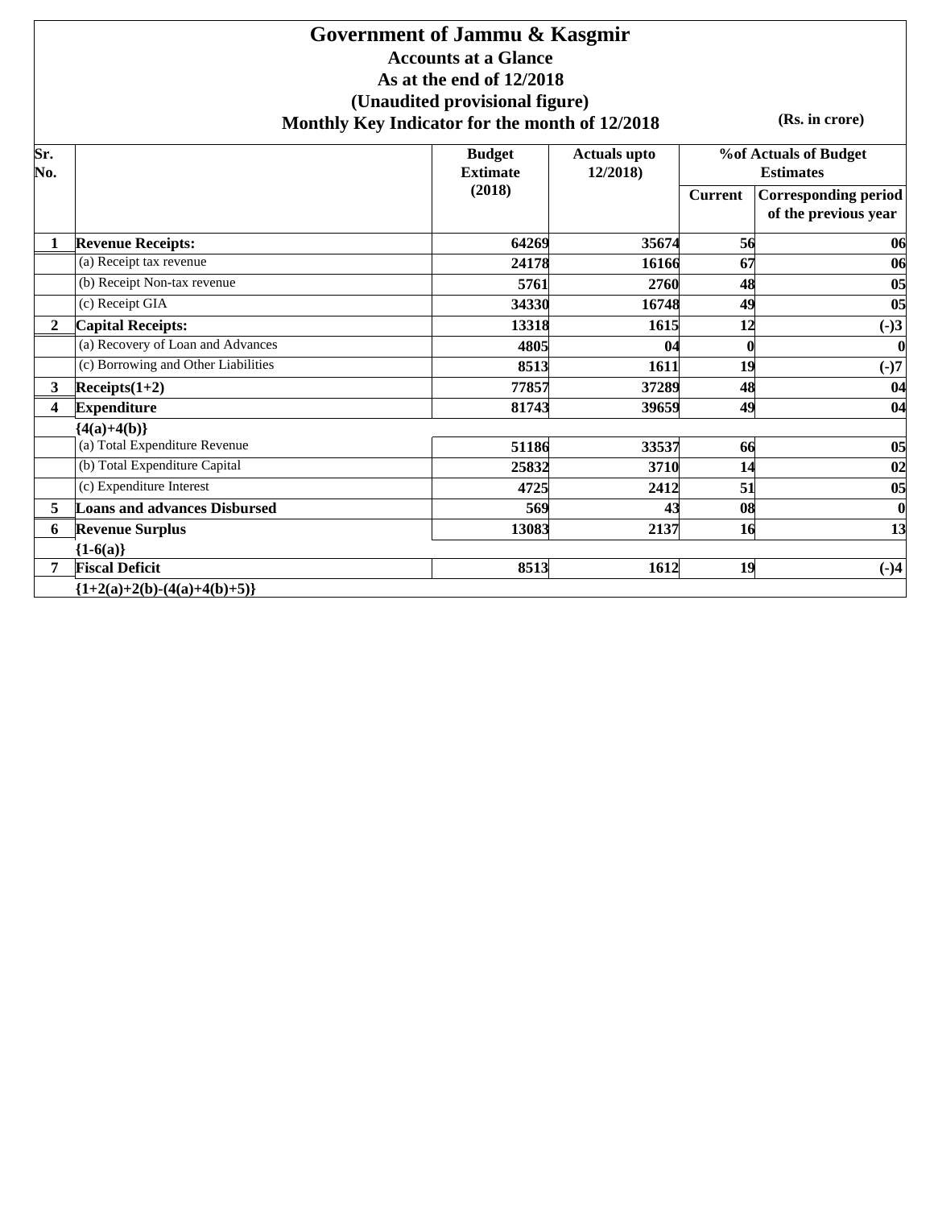# Government of Jammu & Kasgmir

**Accounts at a Glance**

**As at the end of 12/2018**

**(Unaudited provisional figure)**

**Monthly Key Indicator for the month of 12/2018**

**(Rs. in crore)**

| Sr. No. | | Budget Extimate (2018) | Actuals upto 12/2018) | %of Actuals of Budget Estimates | |
|---|---|---|---|---|---|
| | | | | Current | Corresponding period of the previous year |
| 1 | **Revenue Receipts:** | 64269 | 35674 | 56 | 06 |
| | (a) Receipt tax revenue | 24178 | 16166 | 67 | 06 |
| | (b) Receipt Non-tax revenue | 5761 | 2760 | 48 | 05 |
| | (c) Receipt GIA | 34330 | 16748 | 49 | 05 |
| 2 | **Capital Receipts:** | 13318 | 1615 | 12 | (-)3 |
| | (a) Recovery of Loan and Advances | 4805 | 04 | 0 | 0 |
| | (c) Borrowing and Other Liabilities | 8513 | 1611 | 19 | (-)7 |
| 3 | **Receipts(1+2)** | 77857 | 37289 | 48 | 04 |
| 4 | **Expenditure {4(a)+4(b)}** | 81743 | 39659 | 49 | 04 |
| | (a) Total Expenditure Revenue | 51186 | 33537 | 66 | 05 |
| | (b) Total Expenditure Capital | 25832 | 3710 | 14 | 02 |
| | (c) Expenditure Interest | 4725 | 2412 | 51 | 05 |
| 5 | **Loans and advances Disbursed** | 569 | 43 | 08 | 0 |
| 6 | **Revenue Surplus {1-6(a)}** | 13083 | 2137 | 16 | 13 |
| 7 | **Fiscal Deficit {1+2(a)+2(b)-(4(a)+4(b)+5)}** | 8513 | 1612 | 19 | (-)4 |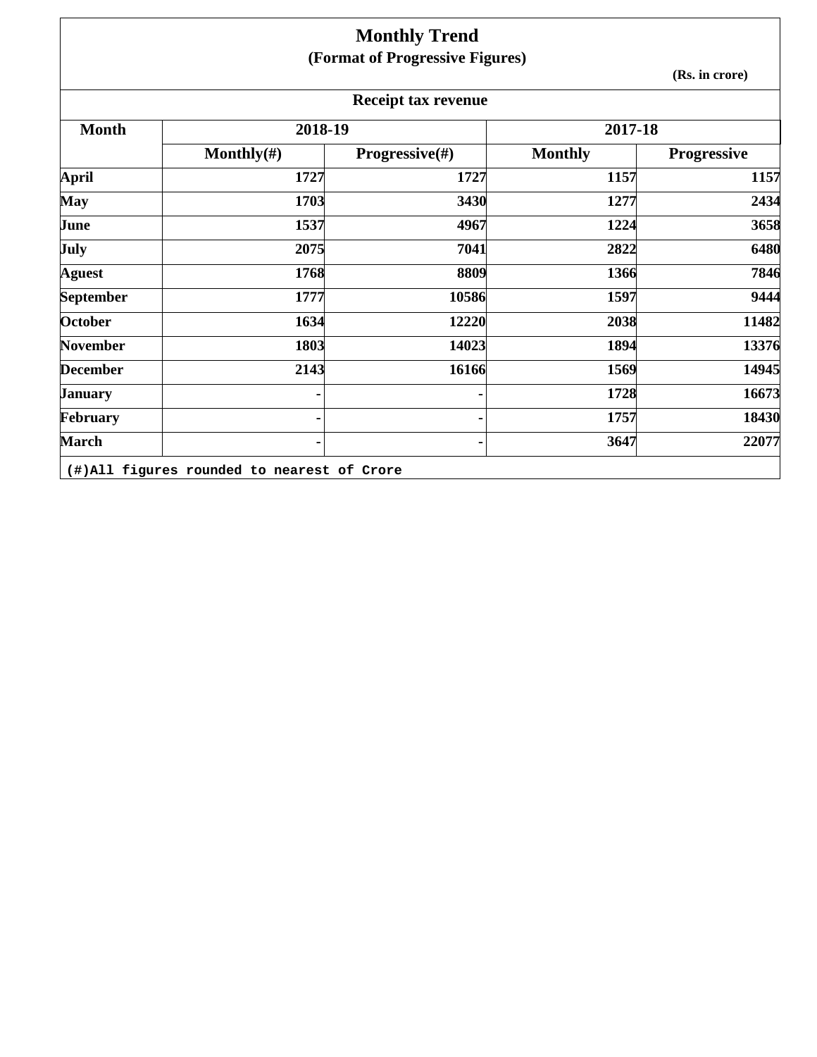# Monthly Trend

## (Format of Progressive Figures)

(Rs. in crore)

### Receipt tax revenue

| Month | 2018-19 | | 2017-18 | |
|---|---|---|---|---|
| | Monthly(#) | Progressive(#) | Monthly | Progressive |
| April | 1727 | 1727 | 1157 | 1157 |
| May | 1703 | 3430 | 1277 | 2434 |
| June | 1537 | 4967 | 1224 | 3658 |
| July | 2075 | 7041 | 2822 | 6480 |
| Aguest | 1768 | 8809 | 1366 | 7846 |
| September | 1777 | 10586 | 1597 | 9444 |
| October | 1634 | 12220 | 2038 | 11482 |
| November | 1803 | 14023 | 1894 | 13376 |
| December | 2143 | 16166 | 1569 | 14945 |
| January | - | - | 1728 | 16673 |
| February | - | - | 1757 | 18430 |
| March | - | - | 3647 | 22077 |

(#)All figures rounded to nearest of Crore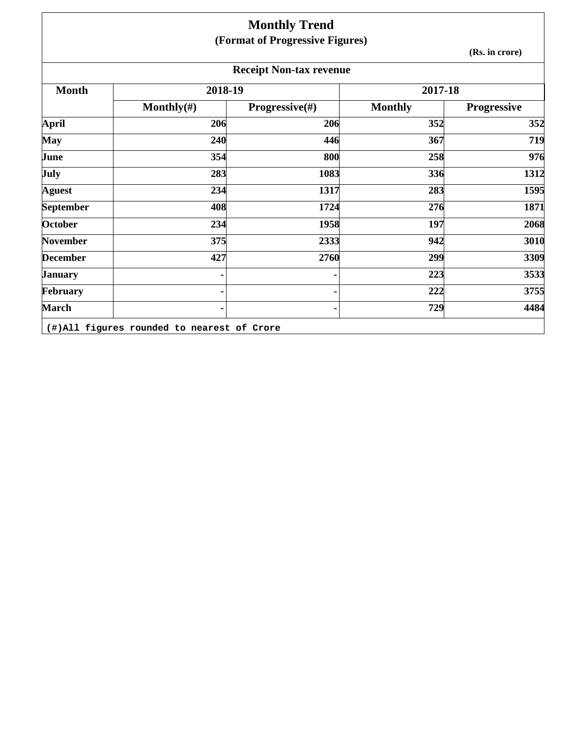# Monthly Trend

## (Format of Progressive Figures)

(Rs. in crore)

### Receipt Non-tax revenue

| Month | 2018-19 | | 2017-18 | |
|---|---|---|---|---|
| | Monthly(#) | Progressive(#) | Monthly | Progressive |
| April | 206 | 206 | 352 | 352 |
| May | 240 | 446 | 367 | 719 |
| June | 354 | 800 | 258 | 976 |
| July | 283 | 1083 | 336 | 1312 |
| Aguest | 234 | 1317 | 283 | 1595 |
| September | 408 | 1724 | 276 | 1871 |
| October | 234 | 1958 | 197 | 2068 |
| November | 375 | 2333 | 942 | 3010 |
| December | 427 | 2760 | 299 | 3309 |
| January | - | - | 223 | 3533 |
| February | - | - | 222 | 3755 |
| March | - | - | 729 | 4484 |

(#)All figures rounded to nearest of Crore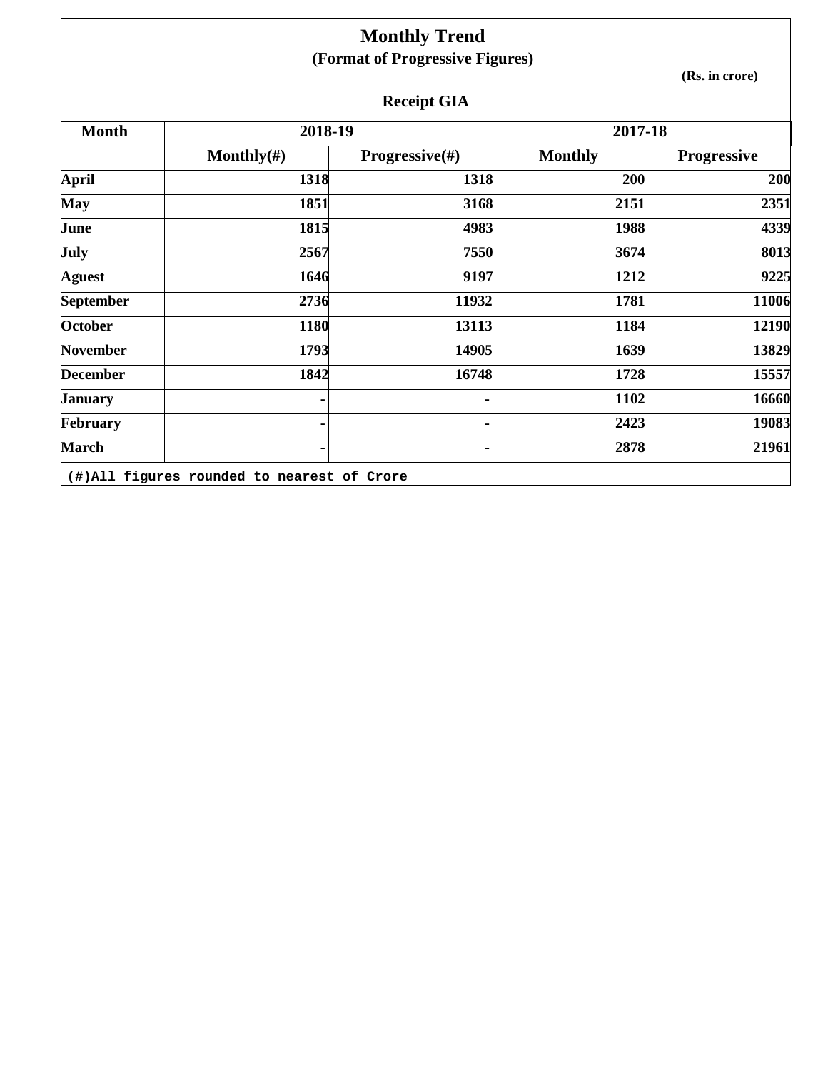# Monthly Trend

## (Format of Progressive Figures)

(Rs. in crore)

### Receipt GIA

| Month | 2018-19 | | 2017-18 | |
|---|---|---|---|---|
| | Monthly(#) | Progressive(#) | Monthly | Progressive |
| April | 1318 | 1318 | 200 | 200 |
| May | 1851 | 3168 | 2151 | 2351 |
| June | 1815 | 4983 | 1988 | 4339 |
| July | 2567 | 7550 | 3674 | 8013 |
| Aguest | 1646 | 9197 | 1212 | 9225 |
| September | 2736 | 11932 | 1781 | 11006 |
| October | 1180 | 13113 | 1184 | 12190 |
| November | 1793 | 14905 | 1639 | 13829 |
| December | 1842 | 16748 | 1728 | 15557 |
| January | - | - | 1102 | 16660 |
| February | - | - | 2423 | 19083 |
| March | - | - | 2878 | 21961 |

(#)All figures rounded to nearest of Crore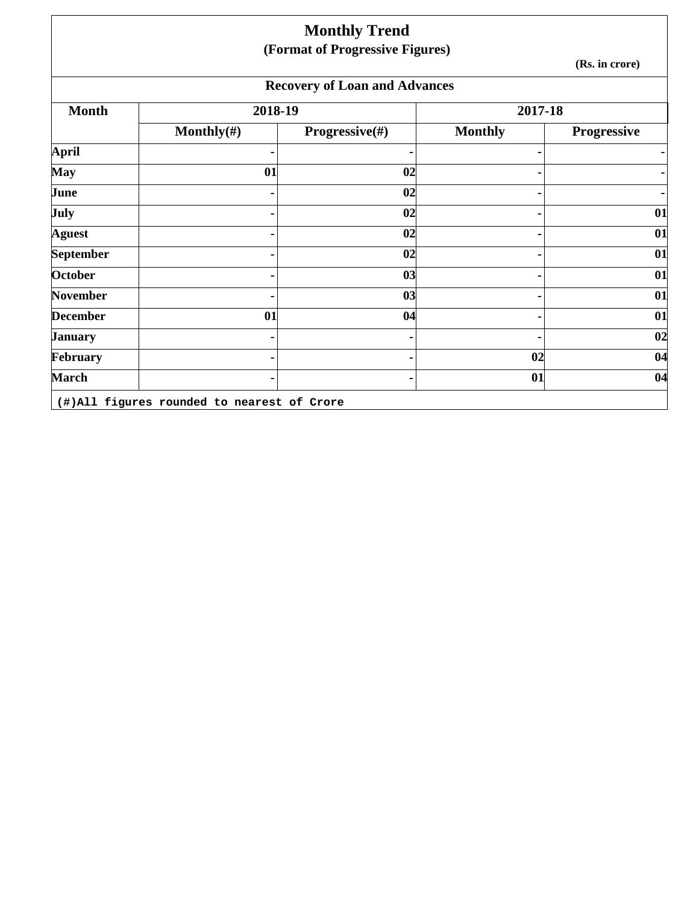# Monthly Trend

## (Format of Progressive Figures)

(Rs. in crore)

### Recovery of Loan and Advances

| Month | 2018-19 | | 2017-18 | |
|---|---|---|---|---|
| | Monthly(#) | Progressive(#) | Monthly | Progressive |
| April | - | - | - | - |
| May | 01 | 02 | - | - |
| June | - | 02 | - | - |
| July | - | 02 | - | 01 |
| Aguest | - | 02 | - | 01 |
| September | - | 02 | - | 01 |
| October | - | 03 | - | 01 |
| November | - | 03 | - | 01 |
| December | 01 | 04 | - | 01 |
| January | - | - | - | 02 |
| February | - | - | 02 | 04 |
| March | - | - | 01 | 04 |

(#)All figures rounded to nearest of Crore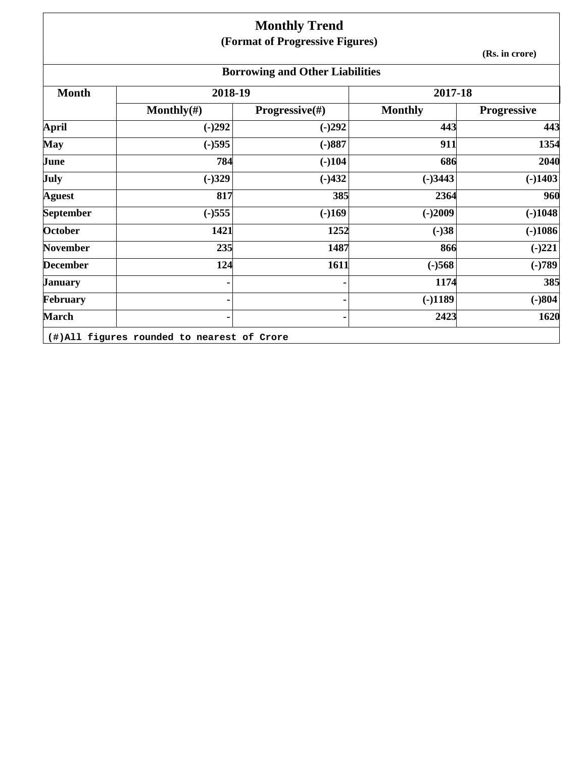# Monthly Trend

## (Format of Progressive Figures)

**(Rs. in crore)**

### Borrowing and Other Liabilities

| Month | 2018-19 | | 2017-18 | |
|---|---|---|---|---|
| | Monthly(#) | Progressive(#) | Monthly | Progressive |
| April | (-)292 | (-)292 | 443 | 443 |
| May | (-)595 | (-)887 | 911 | 1354 |
| June | 784 | (-)104 | 686 | 2040 |
| July | (-)329 | (-)432 | (-)3443 | (-)1403 |
| Aguest | 817 | 385 | 2364 | 960 |
| September | (-)555 | (-)169 | (-)2009 | (-)1048 |
| October | 1421 | 1252 | (-)38 | (-)1086 |
| November | 235 | 1487 | 866 | (-)221 |
| December | 124 | 1611 | (-)568 | (-)789 |
| January | - | - | 1174 | 385 |
| February | - | - | (-)1189 | (-)804 |
| March | - | - | 2423 | 1620 |

(#)All figures rounded to nearest of Crore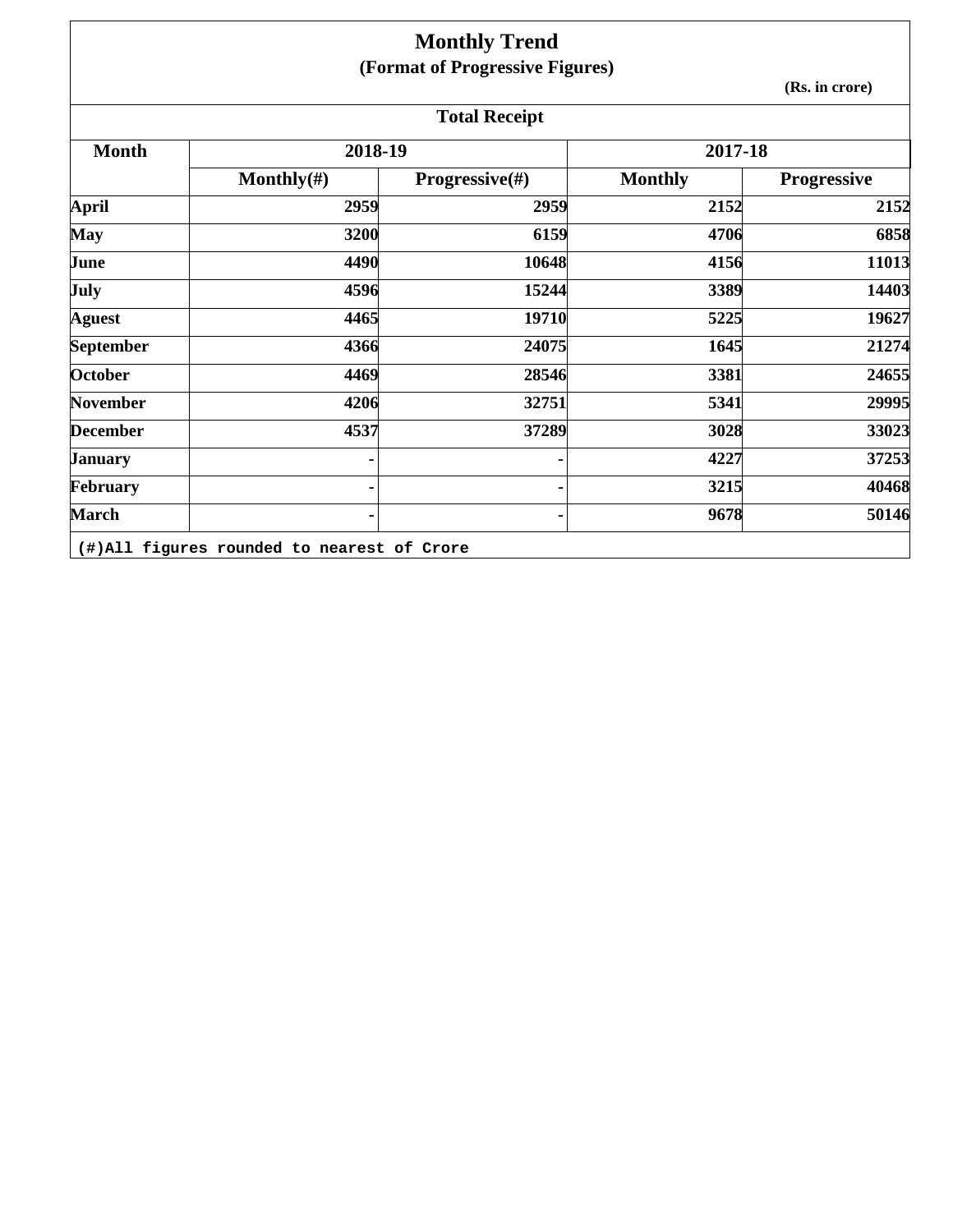# Monthly Trend

## (Format of Progressive Figures)

**(Rs. in crore)**

| Total Receipt | | | | |
|---|---|---|---|---|
| **Month** | **2018-19** | | **2017-18** | |
| | **Monthly(#)** | **Progressive(#)** | **Monthly** | **Progressive** |
| **April** | **2959** | **2959** | **2152** | **2152** |
| **May** | **3200** | **6159** | **4706** | **6858** |
| **June** | **4490** | **10648** | **4156** | **11013** |
| **July** | **4596** | **15244** | **3389** | **14403** |
| **Aguest** | **4465** | **19710** | **5225** | **19627** |
| **September** | **4366** | **24075** | **1645** | **21274** |
| **October** | **4469** | **28546** | **3381** | **24655** |
| **November** | **4206** | **32751** | **5341** | **29995** |
| **December** | **4537** | **37289** | **3028** | **33023** |
| **January** | **-** | **-** | **4227** | **37253** |
| **February** | **-** | **-** | **3215** | **40468** |
| **March** | **-** | **-** | **9678** | **50146** |

**(#)All figures rounded to nearest of Crore**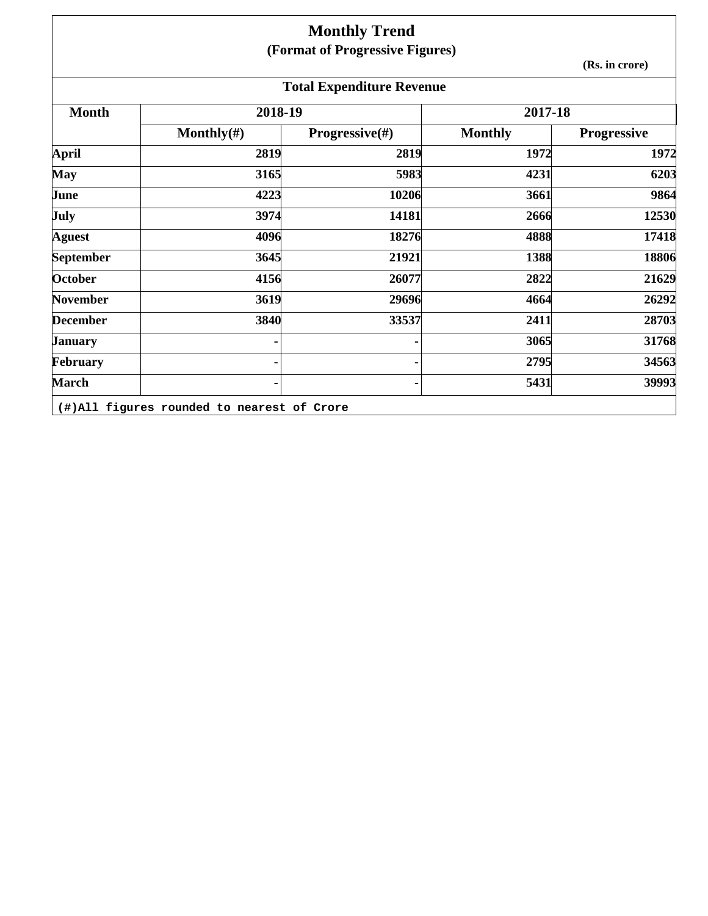# Monthly Trend

## (Format of Progressive Figures)

(Rs. in crore)

### Total Expenditure Revenue

| Month | 2018-19 | | 2017-18 | |
|---|---|---|---|---|
| | Monthly(#) | Progressive(#) | Monthly | Progressive |
| April | 2819 | 2819 | 1972 | 1972 |
| May | 3165 | 5983 | 4231 | 6203 |
| June | 4223 | 10206 | 3661 | 9864 |
| July | 3974 | 14181 | 2666 | 12530 |
| Aguest | 4096 | 18276 | 4888 | 17418 |
| September | 3645 | 21921 | 1388 | 18806 |
| October | 4156 | 26077 | 2822 | 21629 |
| November | 3619 | 29696 | 4664 | 26292 |
| December | 3840 | 33537 | 2411 | 28703 |
| January | - | - | 3065 | 31768 |
| February | - | - | 2795 | 34563 |
| March | - | - | 5431 | 39993 |

(#)All figures rounded to nearest of Crore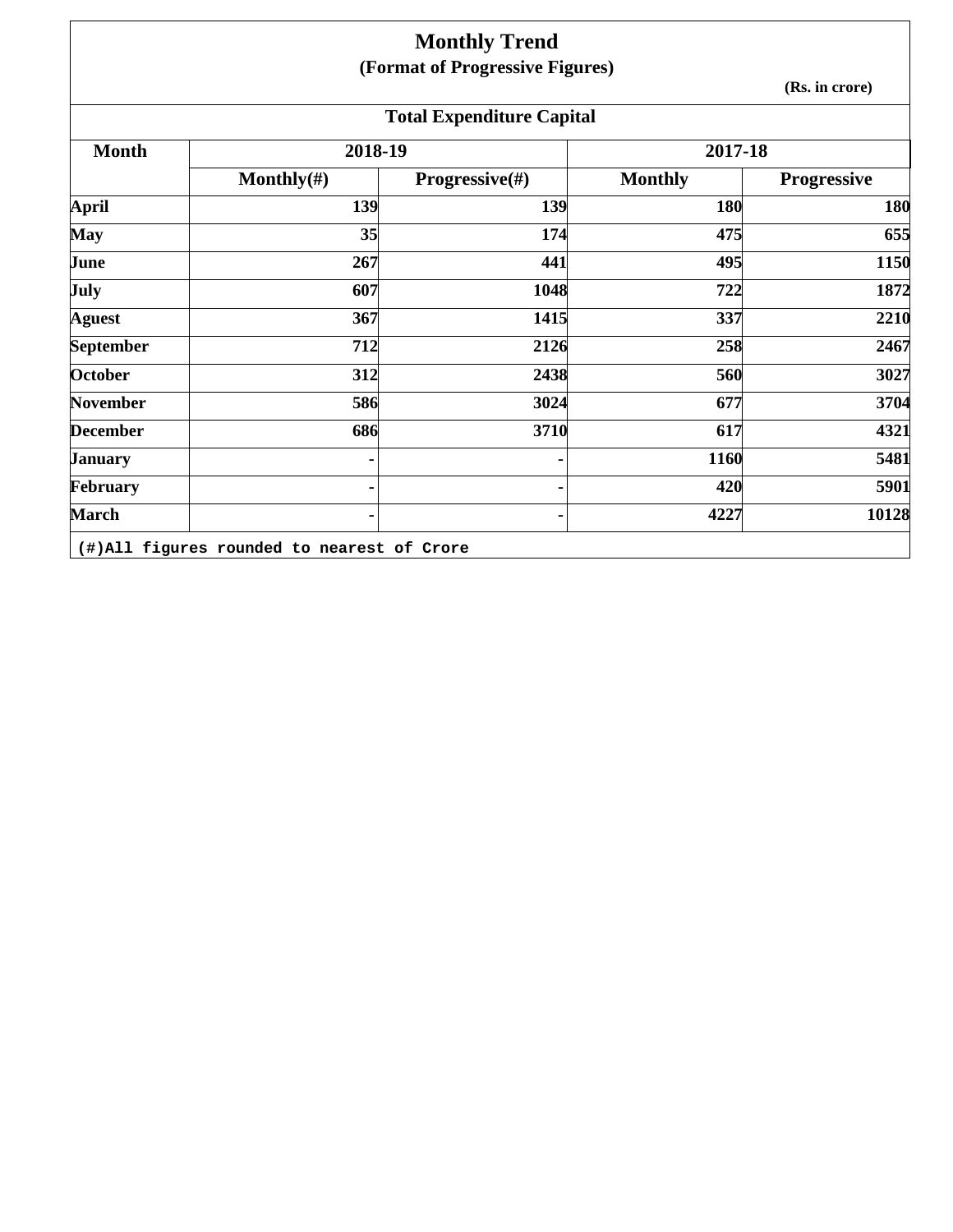# Monthly Trend

## (Format of Progressive Figures)

(Rs. in crore)

### Total Expenditure Capital

| Month | 2018-19 | | 2017-18 | |
|---|---|---|---|---|
| | Monthly(#) | Progressive(#) | Monthly | Progressive |
| April | 139 | 139 | 180 | 180 |
| May | 35 | 174 | 475 | 655 |
| June | 267 | 441 | 495 | 1150 |
| July | 607 | 1048 | 722 | 1872 |
| Aguest | 367 | 1415 | 337 | 2210 |
| September | 712 | 2126 | 258 | 2467 |
| October | 312 | 2438 | 560 | 3027 |
| November | 586 | 3024 | 677 | 3704 |
| December | 686 | 3710 | 617 | 4321 |
| January | - | - | 1160 | 5481 |
| February | - | - | 420 | 5901 |
| March | - | - | 4227 | 10128 |

(#)All figures rounded to nearest of Crore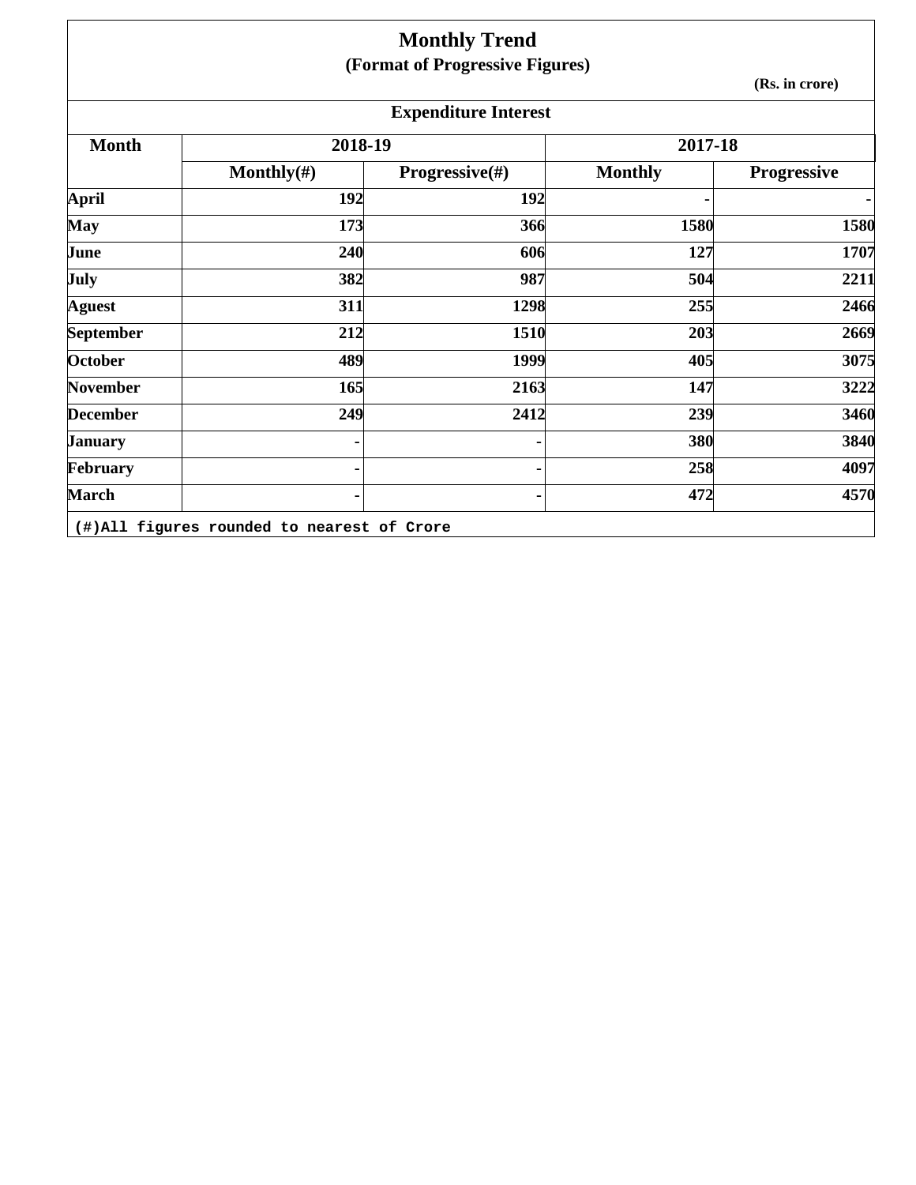# Monthly Trend

## (Format of Progressive Figures)

(Rs. in crore)

### Expenditure Interest

| Month | 2018-19 | | 2017-18 | |
|---|---|---|---|---|
| | Monthly(#) | Progressive(#) | Monthly | Progressive |
| April | 192 | 192 | - | - |
| May | 173 | 366 | 1580 | 1580 |
| June | 240 | 606 | 127 | 1707 |
| July | 382 | 987 | 504 | 2211 |
| Aguest | 311 | 1298 | 255 | 2466 |
| September | 212 | 1510 | 203 | 2669 |
| October | 489 | 1999 | 405 | 3075 |
| November | 165 | 2163 | 147 | 3222 |
| December | 249 | 2412 | 239 | 3460 |
| January | - | - | 380 | 3840 |
| February | - | - | 258 | 4097 |
| March | - | - | 472 | 4570 |

(#)All figures rounded to nearest of Crore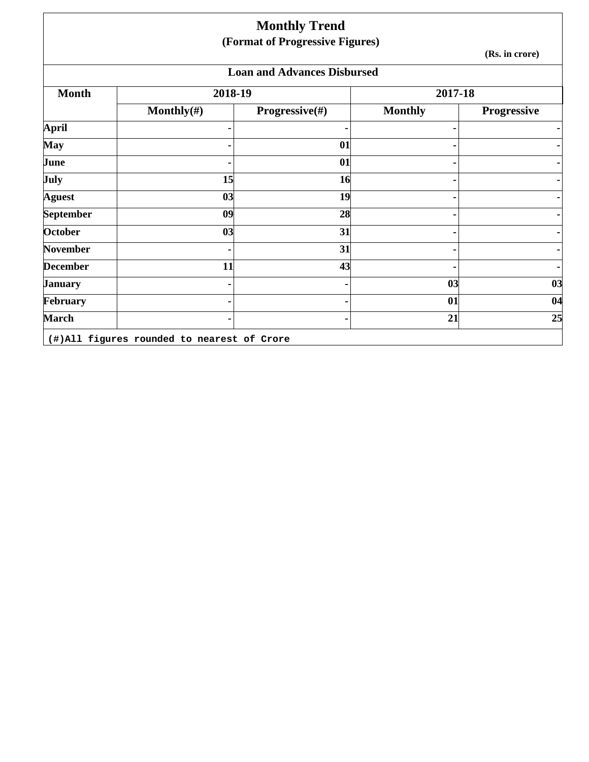# Monthly Trend

### (Format of Progressive Figures)

(Rs. in crore)

### Loan and Advances Disbursed

| Month | 2018-19 | | 2017-18 | |
|---|---|---|---|---|
| | Monthly(#) | Progressive(#) | Monthly | Progressive |
| April | - | - | - | - |
| May | - | 01 | - | - |
| June | - | 01 | - | - |
| July | 15 | 16 | - | - |
| Aguest | 03 | 19 | - | - |
| September | 09 | 28 | - | - |
| October | 03 | 31 | - | - |
| November | - | 31 | - | - |
| December | 11 | 43 | - | - |
| January | - | - | 03 | 03 |
| February | - | - | 01 | 04 |
| March | - | - | 21 | 25 |

(#)All figures rounded to nearest of Crore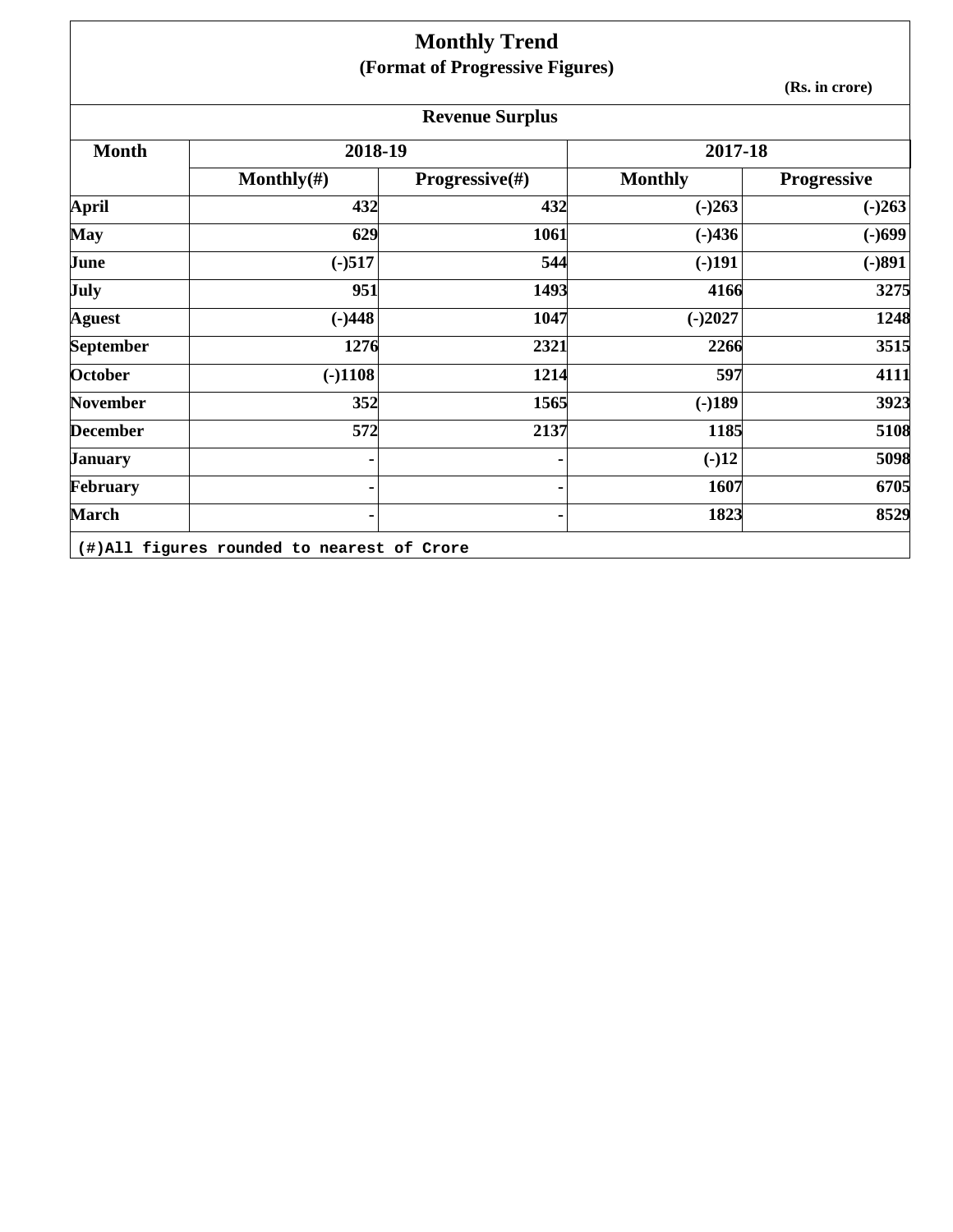# Monthly Trend

**(Format of Progressive Figures)**

**(Rs. in crore)**

**Revenue Surplus**

| Month | 2018-19 | | 2017-18 | |
|---|---|---|---|---|
| | Monthly(#) | Progressive(#) | Monthly | Progressive |
| April | 432 | 432 | (-)263 | (-)263 |
| May | 629 | 1061 | (-)436 | (-)699 |
| June | (-)517 | 544 | (-)191 | (-)891 |
| July | 951 | 1493 | 4166 | 3275 |
| Aguest | (-)448 | 1047 | (-)2027 | 1248 |
| September | 1276 | 2321 | 2266 | 3515 |
| October | (-)1108 | 1214 | 597 | 4111 |
| November | 352 | 1565 | (-)189 | 3923 |
| December | 572 | 2137 | 1185 | 5108 |
| January | - | - | (-)12 | 5098 |
| February | - | - | 1607 | 6705 |
| March | - | - | 1823 | 8529 |

(#)All figures rounded to nearest of Crore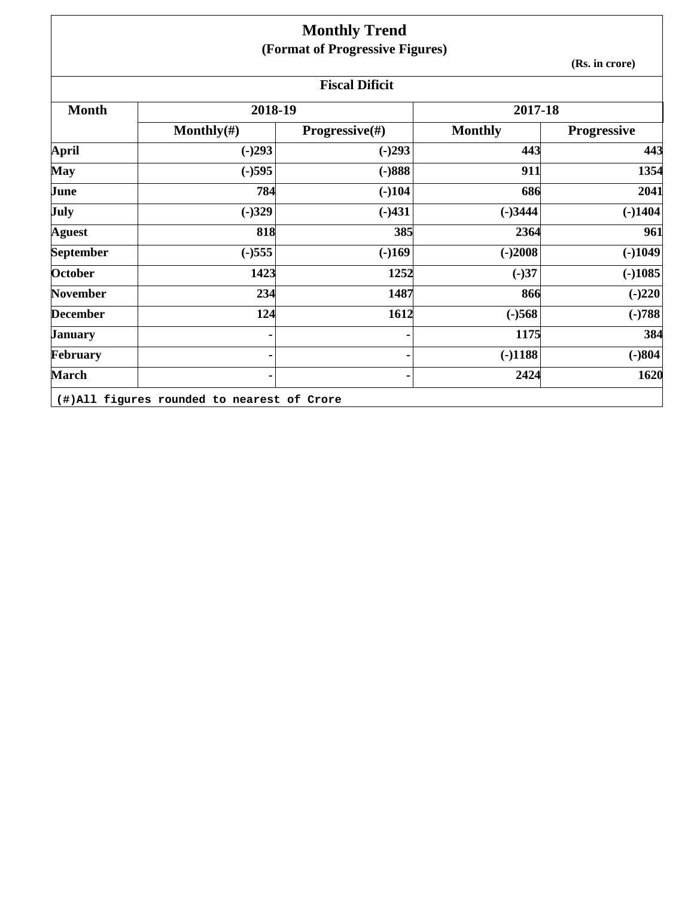# Monthly Trend

## (Format of Progressive Figures)

(Rs. in crore)

### Fiscal Dificit

| Month | 2018-19 | | 2017-18 | |
|---|---|---|---|---|
| | Monthly(#) | Progressive(#) | Monthly | Progressive |
| April | (-)293 | (-)293 | 443 | 443 |
| May | (-)595 | (-)888 | 911 | 1354 |
| June | 784 | (-)104 | 686 | 2041 |
| July | (-)329 | (-)431 | (-)3444 | (-)1404 |
| Aguest | 818 | 385 | 2364 | 961 |
| September | (-)555 | (-)169 | (-)2008 | (-)1049 |
| October | 1423 | 1252 | (-)37 | (-)1085 |
| November | 234 | 1487 | 866 | (-)220 |
| December | 124 | 1612 | (-)568 | (-)788 |
| January | - | - | 1175 | 384 |
| February | - | - | (-)1188 | (-)804 |
| March | - | - | 2424 | 1620 |

(#)All figures rounded to nearest of Crore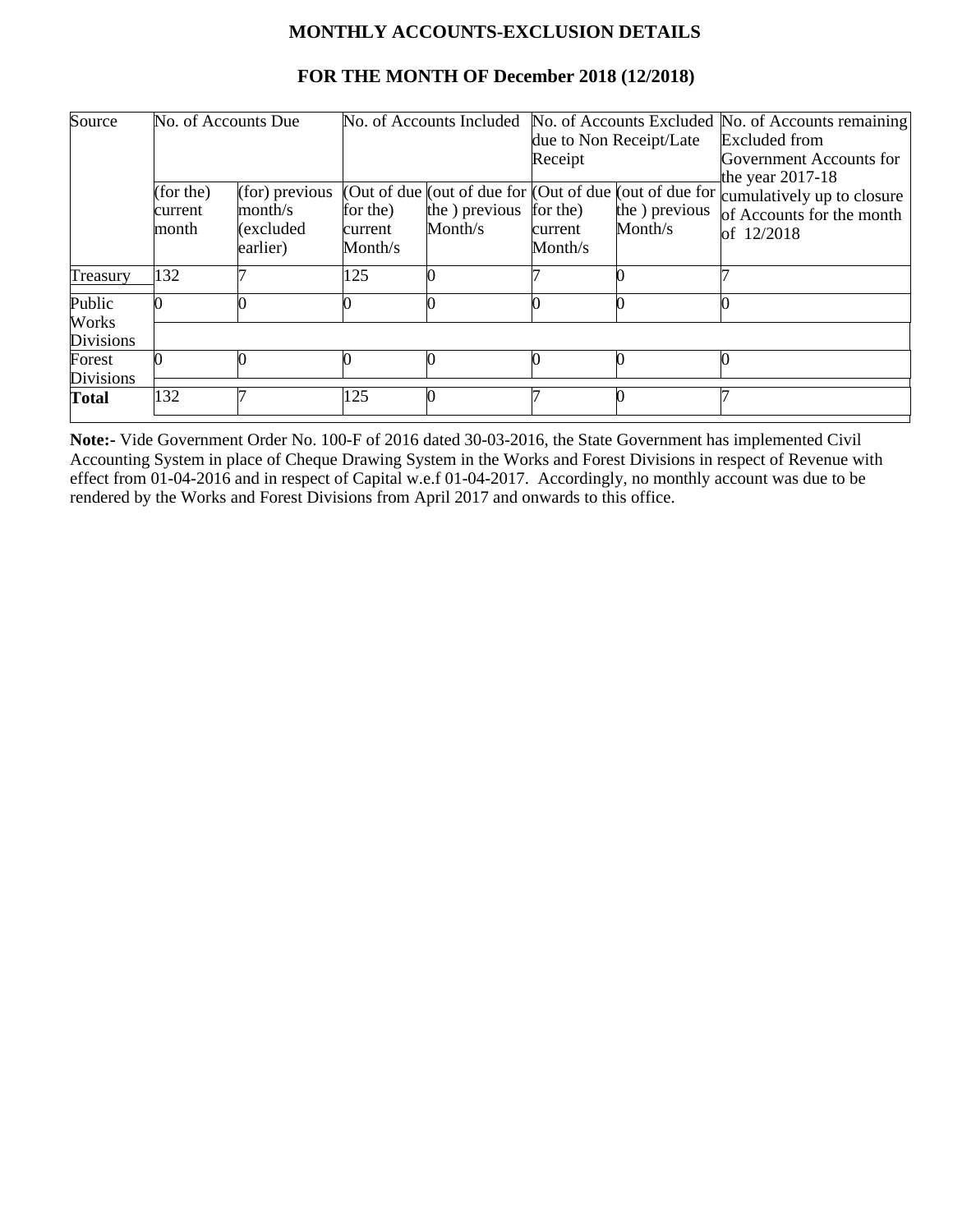# MONTHLY ACCOUNTS-EXCLUSION DETAILS

## FOR THE MONTH OF December 2018 (12/2018)

| Source | No. of Accounts Due | | No. of Accounts Included | | No. of Accounts Excluded due to Non Receipt/Late Receipt | | No. of Accounts remaining Excluded from Government Accounts for the year 2017-18 cumulatively up to closure of Accounts for the month of 12/2018 |
|---|---|---|---|---|---|---|---|
| | (for the) current month | (for) previous month/s (excluded earlier) | (Out of due for the) current Month/s | (out of due for the ) previous Month/s | (Out of due for the) current Month/s | (out of due for the ) previous Month/s | |
| Treasury | 132 | 7 | 125 | 0 | 7 | 0 | 7 |
| Public Works Divisions | 0 | 0 | 0 | 0 | 0 | 0 | 0 |
| Forest Divisions | 0 | 0 | 0 | 0 | 0 | 0 | 0 |
| **Total** | 132 | 7 | 125 | 0 | 7 | 0 | 7 |

**Note:-** Vide Government Order No. 100-F of 2016 dated 30-03-2016, the State Government has implemented Civil Accounting System in place of Cheque Drawing System in the Works and Forest Divisions in respect of Revenue with effect from 01-04-2016 and in respect of Capital w.e.f 01-04-2017. Accordingly, no monthly account was due to be rendered by the Works and Forest Divisions from April 2017 and onwards to this office.